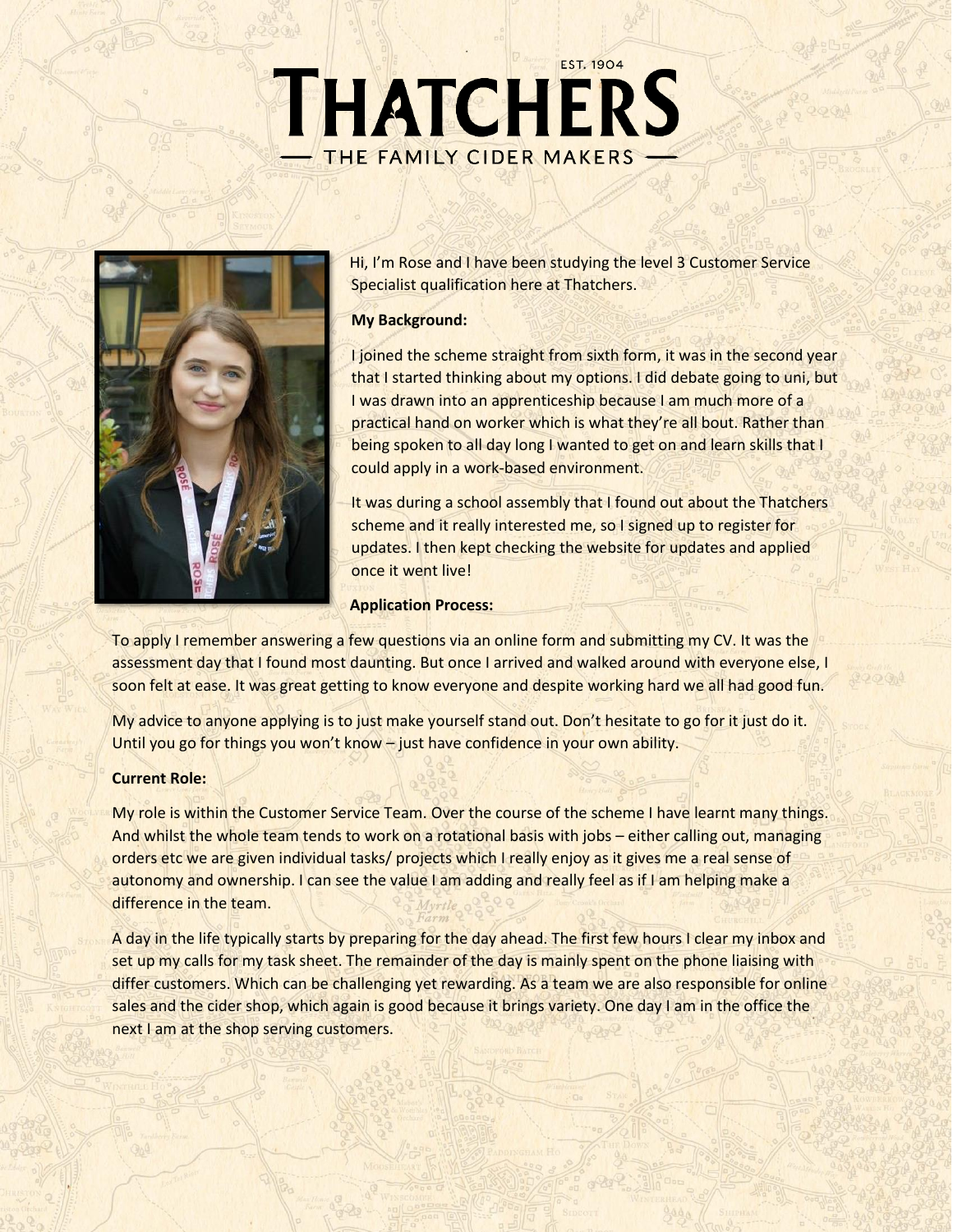# THATCHERS

EST. 1904

THE FAMILY CIDER MAKERS

Hi, I'm Rose and I have been studying the level 3 Customer Service Specialist qualification here at Thatchers.

**My Background:**

I joined the scheme straight from sixth form, it was in the second year that I started thinking about my options. I did debate going to uni, but I was drawn into an apprenticeship because I am much more of a practical hand on worker which is what they're all bout. Rather than being spoken to all day long I wanted to get on and learn skills that I could apply in a work-based environment.

It was during a school assembly that I found out about the Thatchers scheme and it really interested me, so I signed up to register for updates. I then kept checking the website for updates and applied once it went live!

**Application Process:**

To apply I remember answering a few questions via an online form and submitting my CV. It was the assessment day that I found most daunting. But once I arrived and walked around with everyone else, I soon felt at ease. It was great getting to know everyone and despite working hard we all had good fun.

My advice to anyone applying is to just make yourself stand out. Don't hesitate to go for it just do it. Until you go for things you won't know – just have confidence in your own ability.

**Current Role:**

My role is within the Customer Service Team. Over the course of the scheme I have learnt many things. And whilst the whole team tends to work on a rotational basis with jobs – either calling out, managing orders etc we are given individual tasks/ projects which I really enjoy as it gives me a real sense of autonomy and ownership. I can see the value I am adding and really feel as if I am helping make a difference in the team.

A day in the life typically starts by preparing for the day ahead. The first few hours I clear my inbox and set up my calls for my task sheet. The remainder of the day is mainly spent on the phone liaising with differ customers. Which can be challenging yet rewarding. As a team we are also responsible for online sales and the cider shop, which again is good because it brings variety. One day I am in the office the next I am at the shop serving customers.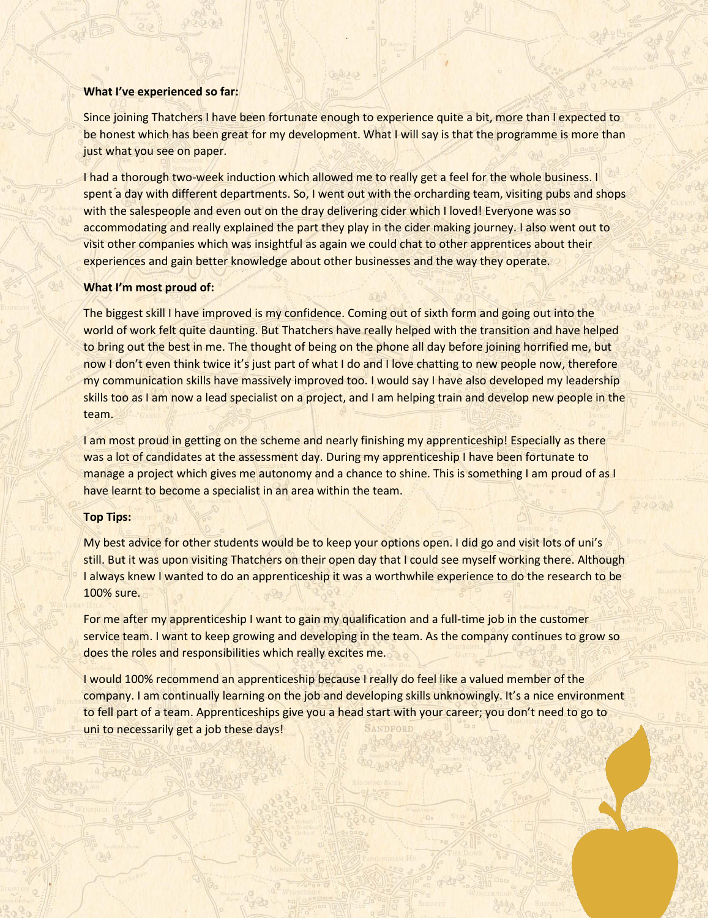**What I've experienced so far:**

Since joining Thatchers I have been fortunate enough to experience quite a bit, more than I expected to be honest which has been great for my development. What I will say is that the programme is more than just what you see on paper.

I had a thorough two-week induction which allowed me to really get a feel for the whole business. I spent a day with different departments. So, I went out with the orcharding team, visiting pubs and shops with the salespeople and even out on the dray delivering cider which I loved! Everyone was so accommodating and really explained the part they play in the cider making journey. I also went out to visit other companies which was insightful as again we could chat to other apprentices about their experiences and gain better knowledge about other businesses and the way they operate.

**What I'm most proud of:**

The biggest skill I have improved is my confidence. Coming out of sixth form and going out into the world of work felt quite daunting. But Thatchers have really helped with the transition and have helped to bring out the best in me. The thought of being on the phone all day before joining horrified me, but now I don't even think twice it's just part of what I do and I love chatting to new people now, therefore my communication skills have massively improved too. I would say I have also developed my leadership skills too as I am now a lead specialist on a project, and I am helping train and develop new people in the team.

I am most proud in getting on the scheme and nearly finishing my apprenticeship! Especially as there was a lot of candidates at the assessment day. During my apprenticeship I have been fortunate to manage a project which gives me autonomy and a chance to shine. This is something I am proud of as I have learnt to become a specialist in an area within the team.

**Top Tips:**

My best advice for other students would be to keep your options open. I did go and visit lots of uni's still. But it was upon visiting Thatchers on their open day that I could see myself working there. Although I always knew I wanted to do an apprenticeship it was a worthwhile experience to do the research to be 100% sure.

For me after my apprenticeship I want to gain my qualification and a full-time job in the customer service team. I want to keep growing and developing in the team. As the company continues to grow so does the roles and responsibilities which really excites me.

I would 100% recommend an apprenticeship because I really do feel like a valued member of the company. I am continually learning on the job and developing skills unknowingly. It's a nice environment to fell part of a team. Apprenticeships give you a head start with your career; you don't need to go to uni to necessarily get a job these days!